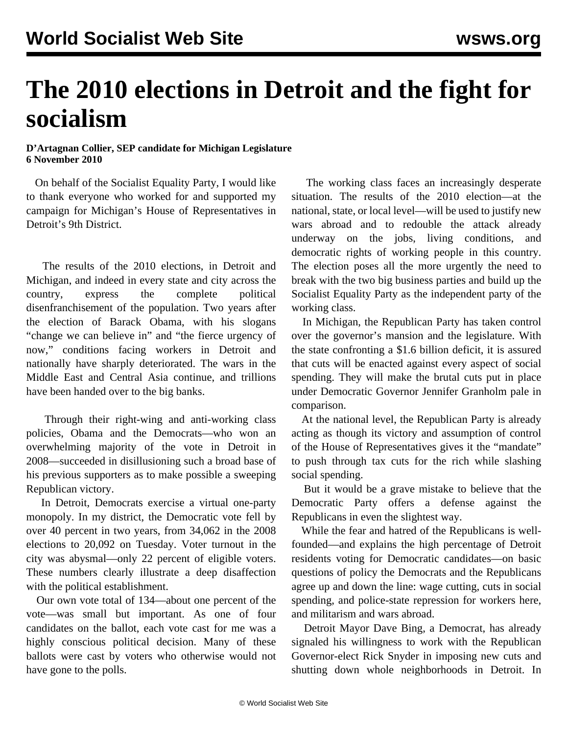# The 2010 elections in Detroit and the fight for socialism

**D'Artagnan Collier, SEP candidate for Michigan Legislature**
**6 November 2010**

On behalf of the Socialist Equality Party, I would like to thank everyone who worked for and supported my campaign for Michigan's House of Representatives in Detroit's 9th District.

The results of the 2010 elections, in Detroit and Michigan, and indeed in every state and city across the country, express the complete political disenfranchisement of the population. Two years after the election of Barack Obama, with his slogans "change we can believe in" and "the fierce urgency of now," conditions facing workers in Detroit and nationally have sharply deteriorated. The wars in the Middle East and Central Asia continue, and trillions have been handed over to the big banks.

Through their right-wing and anti-working class policies, Obama and the Democrats—who won an overwhelming majority of the vote in Detroit in 2008—succeeded in disillusioning such a broad base of his previous supporters as to make possible a sweeping Republican victory.

In Detroit, Democrats exercise a virtual one-party monopoly. In my district, the Democratic vote fell by over 40 percent in two years, from 34,062 in the 2008 elections to 20,092 on Tuesday. Voter turnout in the city was abysmal—only 22 percent of eligible voters. These numbers clearly illustrate a deep disaffection with the political establishment.

Our own vote total of 134—about one percent of the vote—was small but important. As one of four candidates on the ballot, each vote cast for me was a highly conscious political decision. Many of these ballots were cast by voters who otherwise would not have gone to the polls.

The working class faces an increasingly desperate situation. The results of the 2010 election—at the national, state, or local level—will be used to justify new wars abroad and to redouble the attack already underway on the jobs, living conditions, and democratic rights of working people in this country. The election poses all the more urgently the need to break with the two big business parties and build up the Socialist Equality Party as the independent party of the working class.

In Michigan, the Republican Party has taken control over the governor's mansion and the legislature. With the state confronting a $1.6 billion deficit, it is assured that cuts will be enacted against every aspect of social spending. They will make the brutal cuts put in place under Democratic Governor Jennifer Granholm pale in comparison.

At the national level, the Republican Party is already acting as though its victory and assumption of control of the House of Representatives gives it the "mandate" to push through tax cuts for the rich while slashing social spending.

But it would be a grave mistake to believe that the Democratic Party offers a defense against the Republicans in even the slightest way.

While the fear and hatred of the Republicans is well-founded—and explains the high percentage of Detroit residents voting for Democratic candidates—on basic questions of policy the Democrats and the Republicans agree up and down the line: wage cutting, cuts in social spending, and police-state repression for workers here, and militarism and wars abroad.

Detroit Mayor Dave Bing, a Democrat, has already signaled his willingness to work with the Republican Governor-elect Rick Snyder in imposing new cuts and shutting down whole neighborhoods in Detroit. In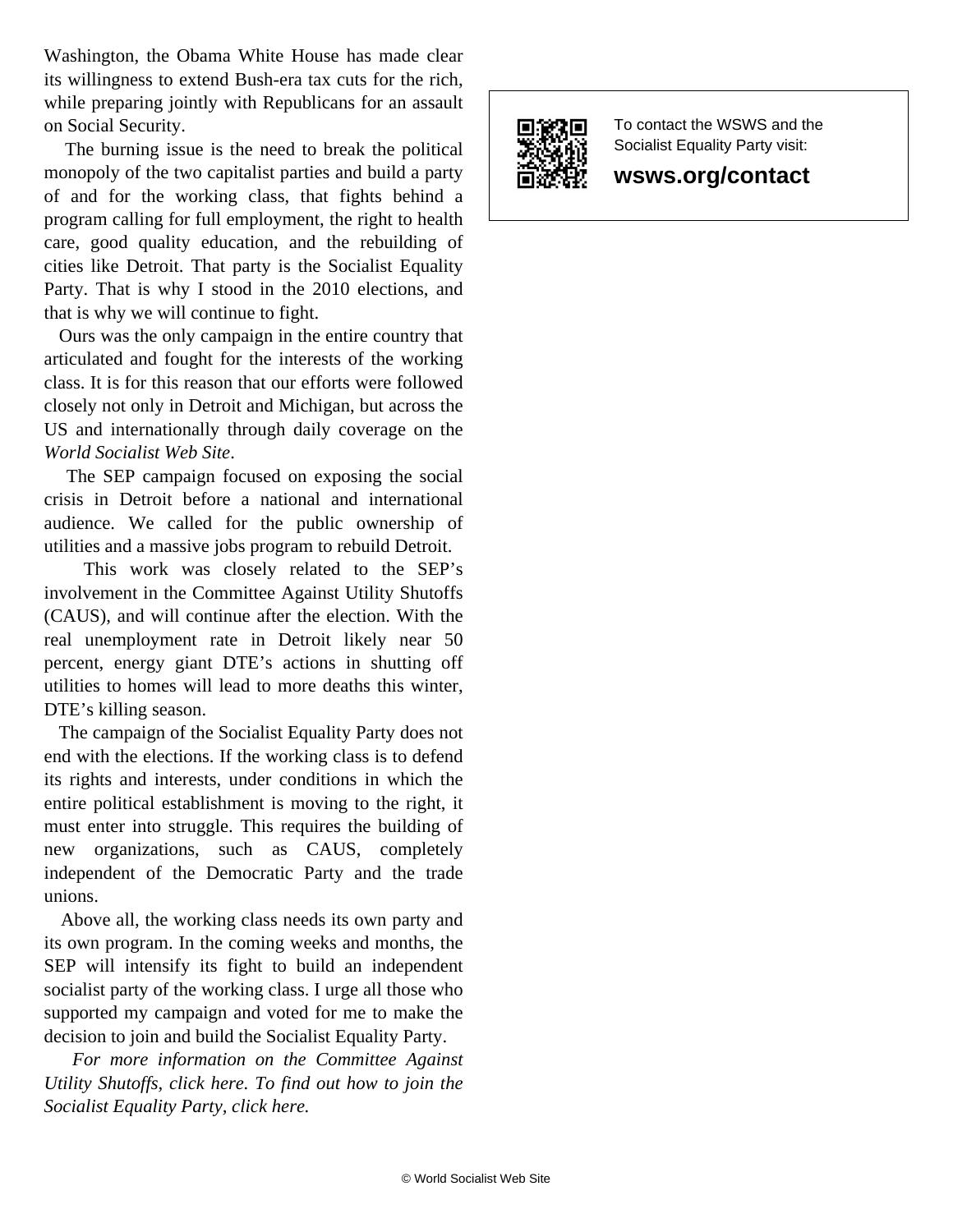Washington, the Obama White House has made clear its willingness to extend Bush-era tax cuts for the rich, while preparing jointly with Republicans for an assault on Social Security.

The burning issue is the need to break the political monopoly of the two capitalist parties and build a party of and for the working class, that fights behind a program calling for full employment, the right to health care, good quality education, and the rebuilding of cities like Detroit. That party is the Socialist Equality Party. That is why I stood in the 2010 elections, and that is why we will continue to fight.

Ours was the only campaign in the entire country that articulated and fought for the interests of the working class. It is for this reason that our efforts were followed closely not only in Detroit and Michigan, but across the US and internationally through daily coverage on the *World Socialist Web Site*.

The SEP campaign focused on exposing the social crisis in Detroit before a national and international audience. We called for the public ownership of utilities and a massive jobs program to rebuild Detroit.

This work was closely related to the SEP's involvement in the Committee Against Utility Shutoffs (CAUS), and will continue after the election. With the real unemployment rate in Detroit likely near 50 percent, energy giant DTE's actions in shutting off utilities to homes will lead to more deaths this winter, DTE's killing season.

The campaign of the Socialist Equality Party does not end with the elections. If the working class is to defend its rights and interests, under conditions in which the entire political establishment is moving to the right, it must enter into struggle. This requires the building of new organizations, such as CAUS, completely independent of the Democratic Party and the trade unions.

Above all, the working class needs its own party and its own program. In the coming weeks and months, the SEP will intensify its fight to build an independent socialist party of the working class. I urge all those who supported my campaign and voted for me to make the decision to join and build the Socialist Equality Party.

*For more information on the Committee Against Utility Shutoffs, click here. To find out how to join the Socialist Equality Party, click here.*

To contact the WSWS and the Socialist Equality Party visit:

**wsws.org/contact**